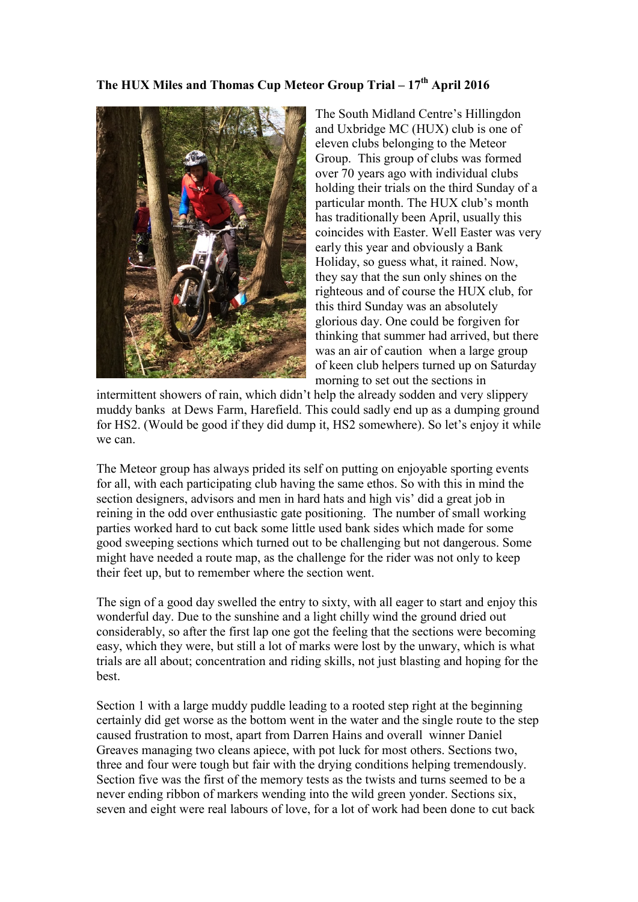**The HUX Miles and Thomas Cup Meteor Group Trial – 17th April 2016**

The South Midland Centre's Hillingdon and Uxbridge MC (HUX) club is one of eleven clubs belonging to the Meteor Group. This group of clubs was formed over 70 years ago with individual clubs holding their trials on the third Sunday of a particular month. The HUX club's month has traditionally been April, usually this coincides with Easter. Well Easter was very early this year and obviously a Bank Holiday, so guess what, it rained. Now, they say that the sun only shines on the righteous and of course the HUX club, for this third Sunday was an absolutely glorious day. One could be forgiven for thinking that summer had arrived, but there was an air of caution when a large group of keen club helpers turned up on Saturday morning to set out the sections in intermittent showers of rain, which didn't help the already sodden and very slippery muddy banks at Dews Farm, Harefield. This could sadly end up as a dumping ground for HS2. (Would be good if they did dump it, HS2 somewhere). So let's enjoy it while we can.

The Meteor group has always prided its self on putting on enjoyable sporting events for all, with each participating club having the same ethos. So with this in mind the section designers, advisors and men in hard hats and high vis' did a great job in reining in the odd over enthusiastic gate positioning. The number of small working parties worked hard to cut back some little used bank sides which made for some good sweeping sections which turned out to be challenging but not dangerous. Some might have needed a route map, as the challenge for the rider was not only to keep their feet up, but to remember where the section went.

The sign of a good day swelled the entry to sixty, with all eager to start and enjoy this wonderful day. Due to the sunshine and a light chilly wind the ground dried out considerably, so after the first lap one got the feeling that the sections were becoming easy, which they were, but still a lot of marks were lost by the unwary, which is what trials are all about; concentration and riding skills, not just blasting and hoping for the best.

Section 1 with a large muddy puddle leading to a rooted step right at the beginning certainly did get worse as the bottom went in the water and the single route to the step caused frustration to most, apart from Darren Hains and overall winner Daniel Greaves managing two cleans apiece, with pot luck for most others. Sections two, three and four were tough but fair with the drying conditions helping tremendously. Section five was the first of the memory tests as the twists and turns seemed to be a never ending ribbon of markers wending into the wild green yonder. Sections six, seven and eight were real labours of love, for a lot of work had been done to cut back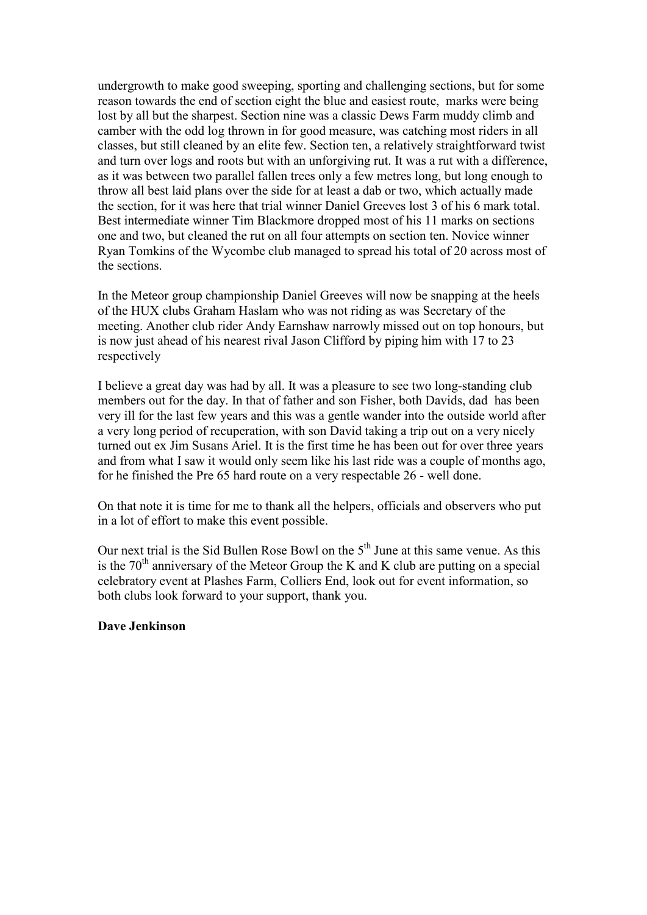undergrowth to make good sweeping, sporting and challenging sections, but for some reason towards the end of section eight the blue and easiest route, marks were being lost by all but the sharpest. Section nine was a classic Dews Farm muddy climb and camber with the odd log thrown in for good measure, was catching most riders in all classes, but still cleaned by an elite few. Section ten, a relatively straightforward twist and turn over logs and roots but with an unforgiving rut. It was a rut with a difference, as it was between two parallel fallen trees only a few metres long, but long enough to throw all best laid plans over the side for at least a dab or two, which actually made the section, for it was here that trial winner Daniel Greeves lost 3 of his 6 mark total. Best intermediate winner Tim Blackmore dropped most of his 11 marks on sections one and two, but cleaned the rut on all four attempts on section ten. Novice winner Ryan Tomkins of the Wycombe club managed to spread his total of 20 across most of the sections.

In the Meteor group championship Daniel Greeves will now be snapping at the heels of the HUX clubs Graham Haslam who was not riding as was Secretary of the meeting. Another club rider Andy Earnshaw narrowly missed out on top honours, but is now just ahead of his nearest rival Jason Clifford by piping him with 17 to 23 respectively

I believe a great day was had by all. It was a pleasure to see two long-standing club members out for the day. In that of father and son Fisher, both Davids, dad has been very ill for the last few years and this was a gentle wander into the outside world after a very long period of recuperation, with son David taking a trip out on a very nicely turned out ex Jim Susans Ariel. It is the first time he has been out for over three years and from what I saw it would only seem like his last ride was a couple of months ago, for he finished the Pre 65 hard route on a very respectable 26 - well done.

On that note it is time for me to thank all the helpers, officials and observers who put in a lot of effort to make this event possible.

Our next trial is the Sid Bullen Rose Bowl on the 5th June at this same venue. As this is the 70th anniversary of the Meteor Group the K and K club are putting on a special celebratory event at Plashes Farm, Colliers End, look out for event information, so both clubs look forward to your support, thank you.

**Dave Jenkinson**